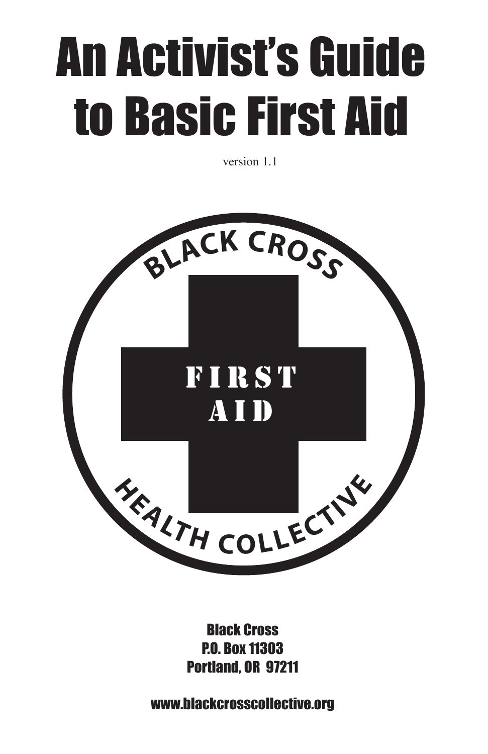# An Activist's Guide to Basic First Aid

version 1.1

BLACK CROSS

FIRST AID

HEALTH COLLECTIVE

Black Cross
P.O. Box 11303
Portland, OR 97211

www.blackcrosscollective.org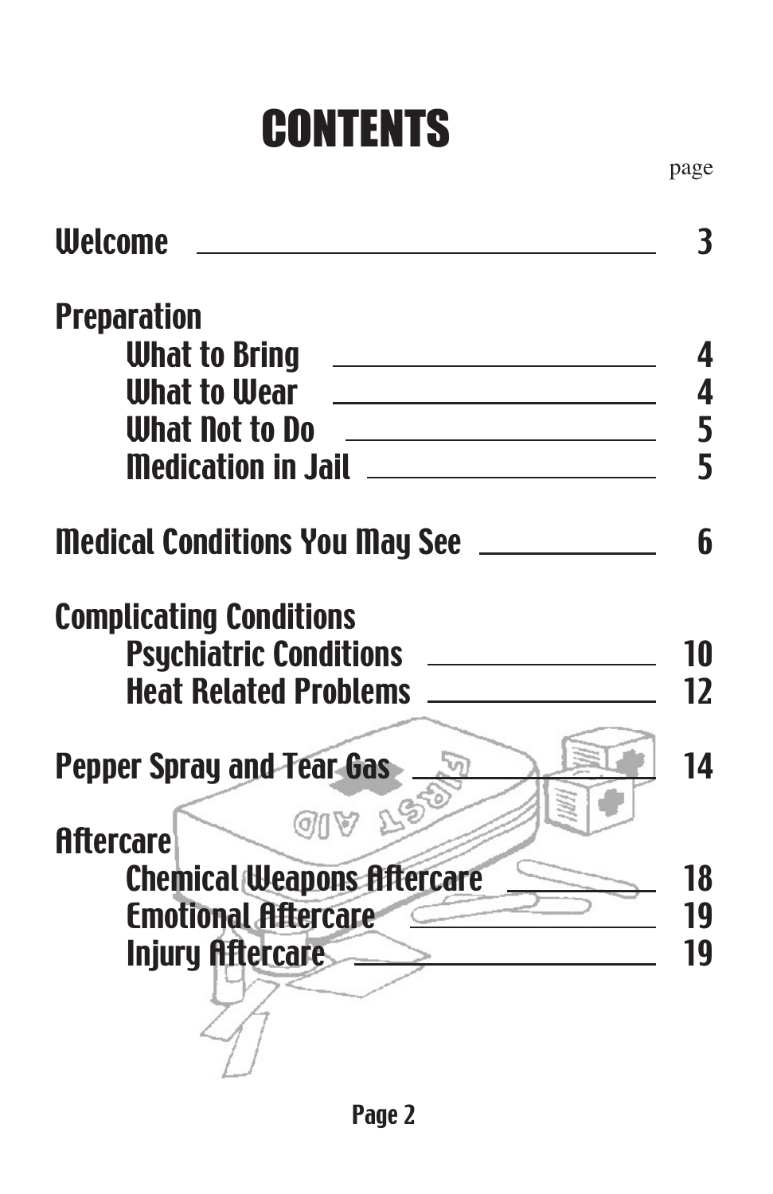# CONTENTS

| | page |
|---|---|
| **Welcome** | 3 |
| **Preparation** | |
| What to Bring | 4 |
| What to Wear | 4 |
| What Not to Do | 5 |
| Medication in Jail | 5 |
| **Medical Conditions You May See** | 6 |
| **Complicating Conditions** | |
| Psychiatric Conditions | 10 |
| Heat Related Problems | 12 |
| **Pepper Spray and Tear Gas** | 14 |
| **Aftercare** | |
| Chemical Weapons Aftercare | 18 |
| Emotional Aftercare | 19 |
| Injury Aftercare | 19 |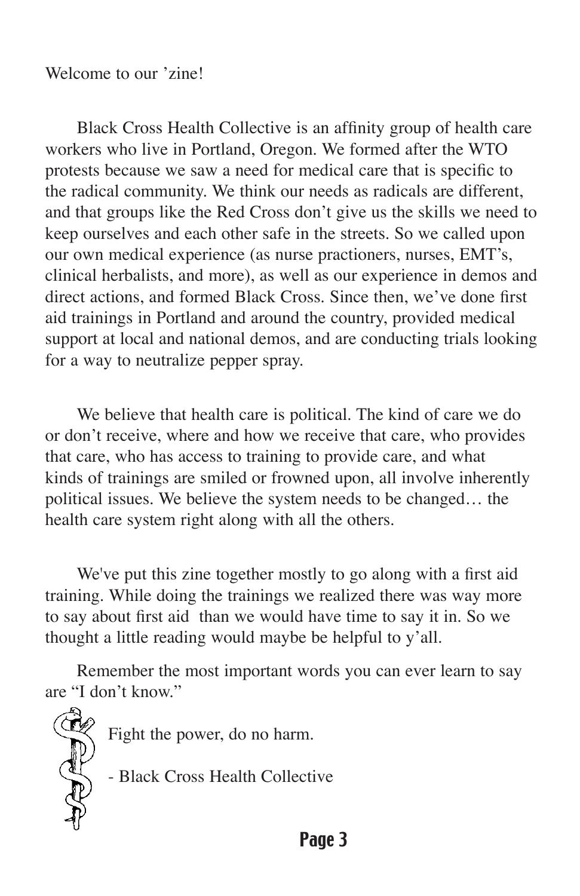Welcome to our 'zine!

Black Cross Health Collective is an affinity group of health care workers who live in Portland, Oregon. We formed after the WTO protests because we saw a need for medical care that is specific to the radical community. We think our needs as radicals are different, and that groups like the Red Cross don't give us the skills we need to keep ourselves and each other safe in the streets. So we called upon our own medical experience (as nurse practioners, nurses, EMT's, clinical herbalists, and more), as well as our experience in demos and direct actions, and formed Black Cross. Since then, we've done first aid trainings in Portland and around the country, provided medical support at local and national demos, and are conducting trials looking for a way to neutralize pepper spray.

We believe that health care is political. The kind of care we do or don't receive, where and how we receive that care, who provides that care, who has access to training to provide care, and what kinds of trainings are smiled or frowned upon, all involve inherently political issues. We believe the system needs to be changed… the health care system right along with all the others.

We've put this zine together mostly to go along with a first aid training. While doing the trainings we realized there was way more to say about first aid than we would have time to say it in. So we thought a little reading would maybe be helpful to y'all.

Remember the most important words you can ever learn to say are "I don't know."

Fight the power, do no harm.

- Black Cross Health Collective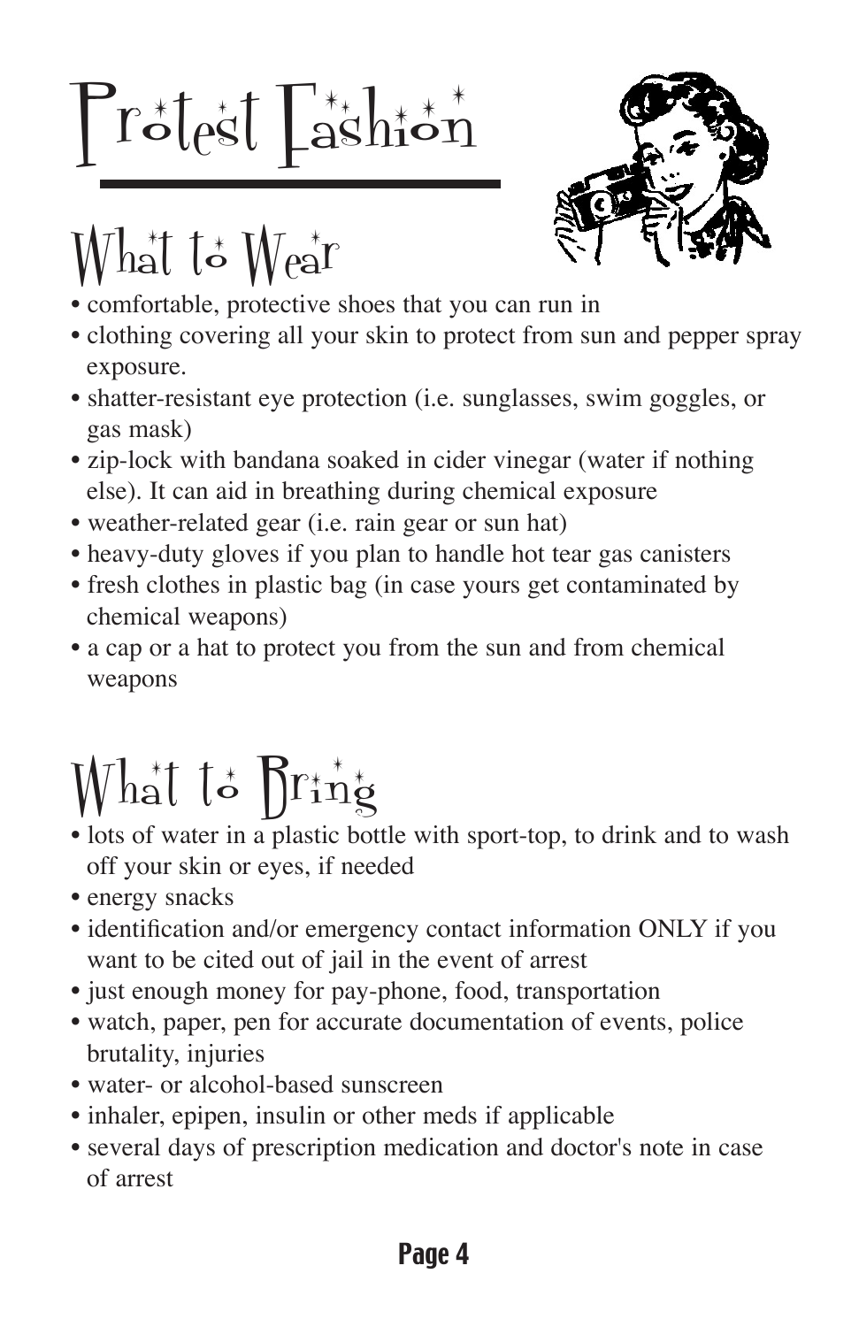# Protest Fashion

## What to Wear

- comfortable, protective shoes that you can run in
- clothing covering all your skin to protect from sun and pepper spray exposure.
- shatter-resistant eye protection (i.e. sunglasses, swim goggles, or gas mask)
- zip-lock with bandana soaked in cider vinegar (water if nothing else). It can aid in breathing during chemical exposure
- weather-related gear (i.e. rain gear or sun hat)
- heavy-duty gloves if you plan to handle hot tear gas canisters
- fresh clothes in plastic bag (in case yours get contaminated by chemical weapons)
- a cap or a hat to protect you from the sun and from chemical weapons

## What to Bring

- lots of water in a plastic bottle with sport-top, to drink and to wash off your skin or eyes, if needed
- energy snacks
- identification and/or emergency contact information ONLY if you want to be cited out of jail in the event of arrest
- just enough money for pay-phone, food, transportation
- watch, paper, pen for accurate documentation of events, police brutality, injuries
- water- or alcohol-based sunscreen
- inhaler, epipen, insulin or other meds if applicable
- several days of prescription medication and doctor's note in case of arrest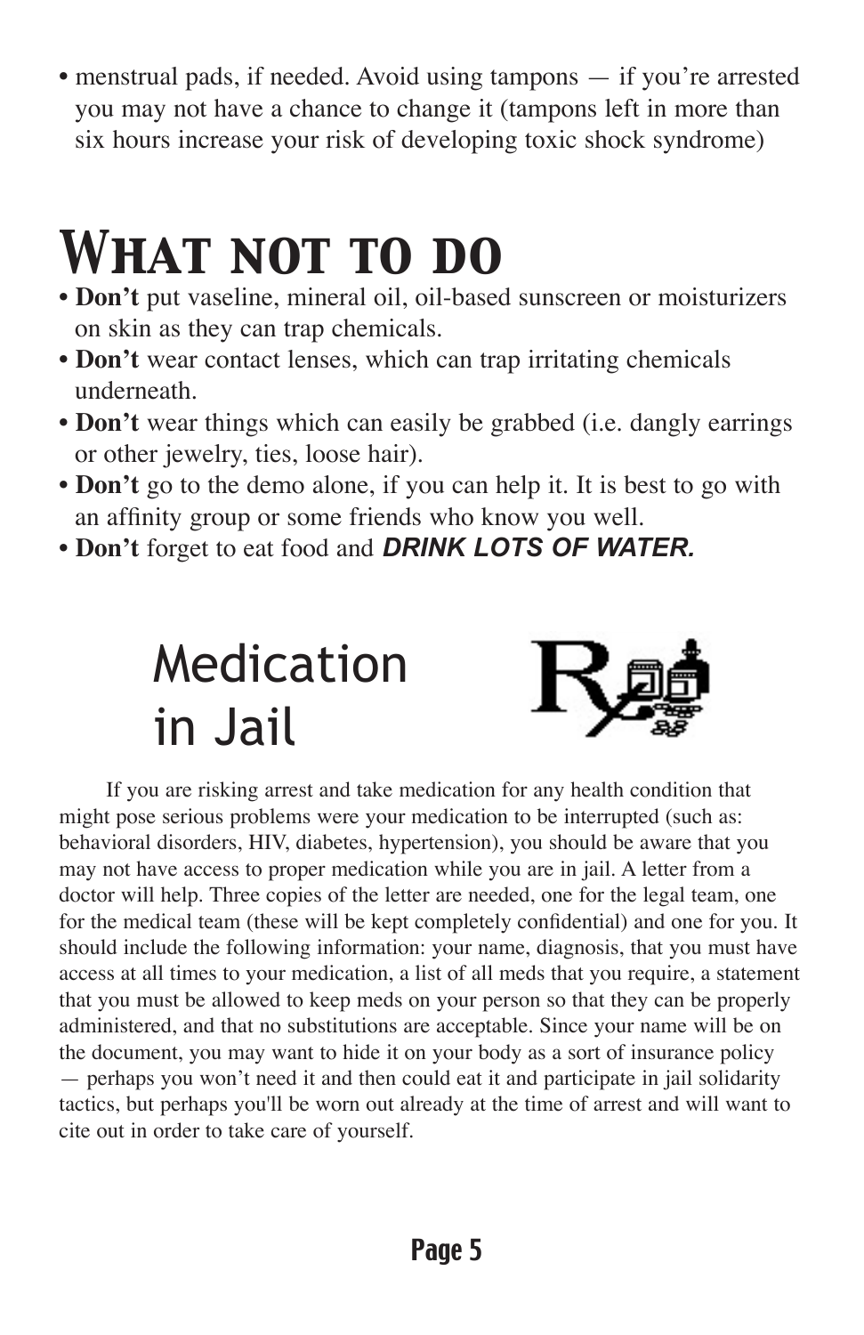- menstrual pads, if needed. Avoid using tampons — if you're arrested you may not have a chance to change it (tampons left in more than six hours increase your risk of developing toxic shock syndrome)

# What not to do

- **Don't** put vaseline, mineral oil, oil-based sunscreen or moisturizers on skin as they can trap chemicals.
- **Don't** wear contact lenses, which can trap irritating chemicals underneath.
- **Don't** wear things which can easily be grabbed (i.e. dangly earrings or other jewelry, ties, loose hair).
- **Don't** go to the demo alone, if you can help it. It is best to go with an affinity group or some friends who know you well.
- **Don't** forget to eat food and ***DRINK LOTS OF WATER.***

# Medication in Jail

If you are risking arrest and take medication for any health condition that might pose serious problems were your medication to be interrupted (such as: behavioral disorders, HIV, diabetes, hypertension), you should be aware that you may not have access to proper medication while you are in jail. A letter from a doctor will help. Three copies of the letter are needed, one for the legal team, one for the medical team (these will be kept completely confidential) and one for you. It should include the following information: your name, diagnosis, that you must have access at all times to your medication, a list of all meds that you require, a statement that you must be allowed to keep meds on your person so that they can be properly administered, and that no substitutions are acceptable. Since your name will be on the document, you may want to hide it on your body as a sort of insurance policy — perhaps you won't need it and then could eat it and participate in jail solidarity tactics, but perhaps you'll be worn out already at the time of arrest and will want to cite out in order to take care of yourself.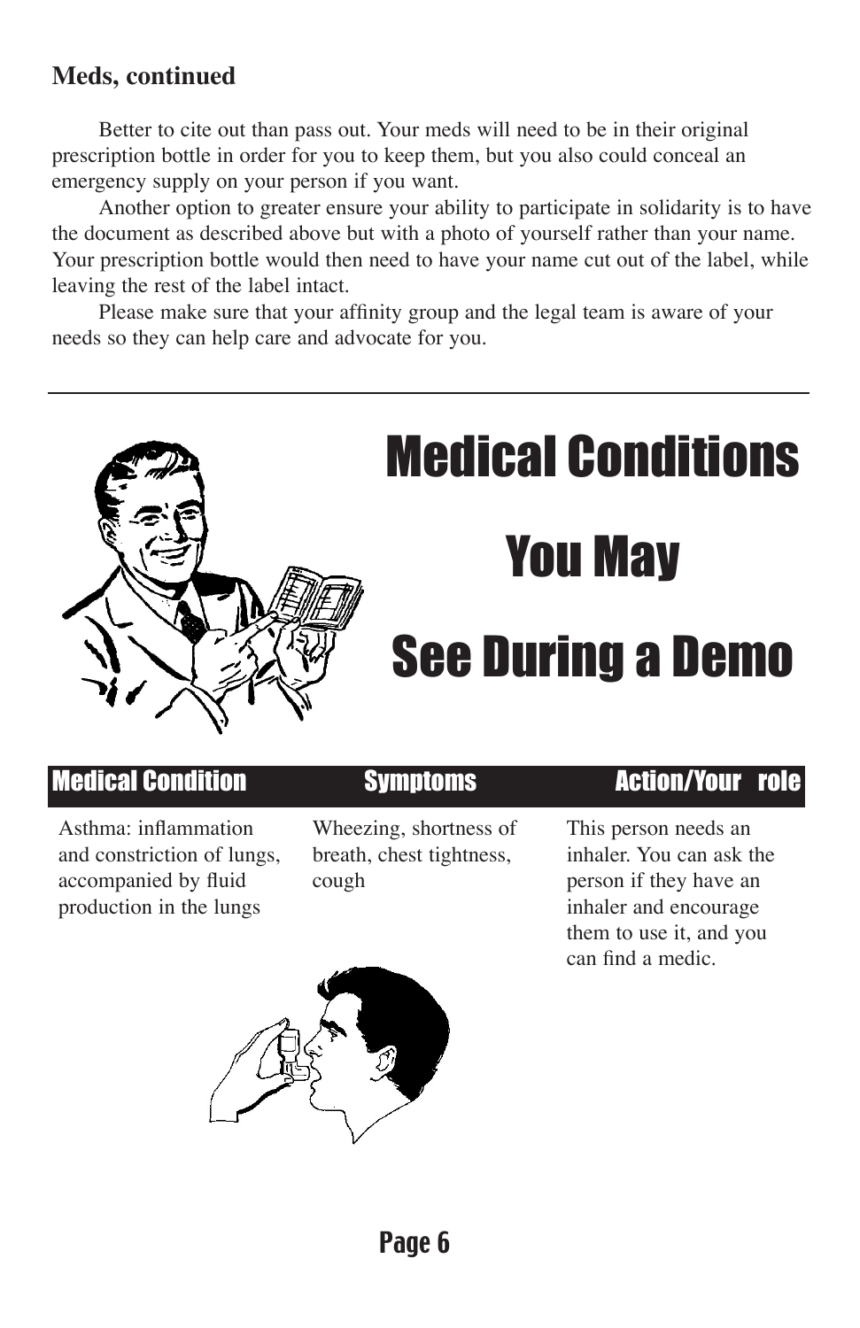**Meds, continued**

Better to cite out than pass out. Your meds will need to be in their original prescription bottle in order for you to keep them, but you also could conceal an emergency supply on your person if you want.

Another option to greater ensure your ability to participate in solidarity is to have the document as described above but with a photo of yourself rather than your name. Your prescription bottle would then need to have your name cut out of the label, while leaving the rest of the label intact.

Please make sure that your affinity group and the legal team is aware of your needs so they can help care and advocate for you.

---

# Medical Conditions You May See During a Demo

| Medical Condition | Symptoms | Action/Your role |
|---|---|---|
| Asthma: inflammation and constriction of lungs, accompanied by fluid production in the lungs | Wheezing, shortness of breath, chest tightness, cough | This person needs an inhaler. You can ask the person if they have an inhaler and encourage them to use it, and you can find a medic. |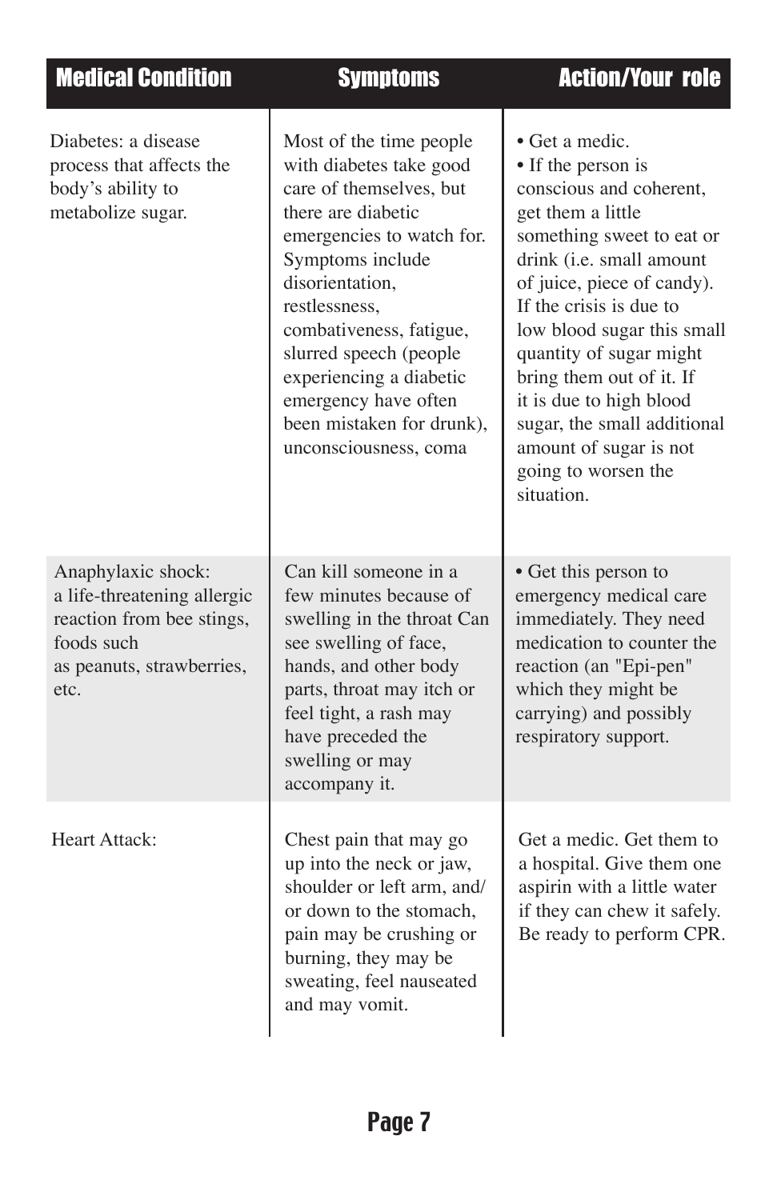| Medical Condition | Symptoms | Action/Your role |
| --- | --- | --- |
| Diabetes: a disease process that affects the body's ability to metabolize sugar. | Most of the time people with diabetes take good care of themselves, but there are diabetic emergencies to watch for. Symptoms include disorientation, restlessness, combativeness, fatigue, slurred speech (people experiencing a diabetic emergency have often been mistaken for drunk), unconsciousness, coma | • Get a medic.<br>• If the person is conscious and coherent, get them a little something sweet to eat or drink (i.e. small amount of juice, piece of candy). If the crisis is due to low blood sugar this small quantity of sugar might bring them out of it. If it is due to high blood sugar, the small additional amount of sugar is not going to worsen the situation. |
| Anaphylaxic shock: a life-threatening allergic reaction from bee stings, foods such as peanuts, strawberries, etc. | Can kill someone in a few minutes because of swelling in the throat Can see swelling of face, hands, and other body parts, throat may itch or feel tight, a rash may have preceded the swelling or may accompany it. | • Get this person to emergency medical care immediately. They need medication to counter the reaction (an "Epi-pen" which they might be carrying) and possibly respiratory support. |
| Heart Attack: | Chest pain that may go up into the neck or jaw, shoulder or left arm, and/ or down to the stomach, pain may be crushing or burning, they may be sweating, feel nauseated and may vomit. | Get a medic. Get them to a hospital. Give them one aspirin with a little water if they can chew it safely. Be ready to perform CPR. |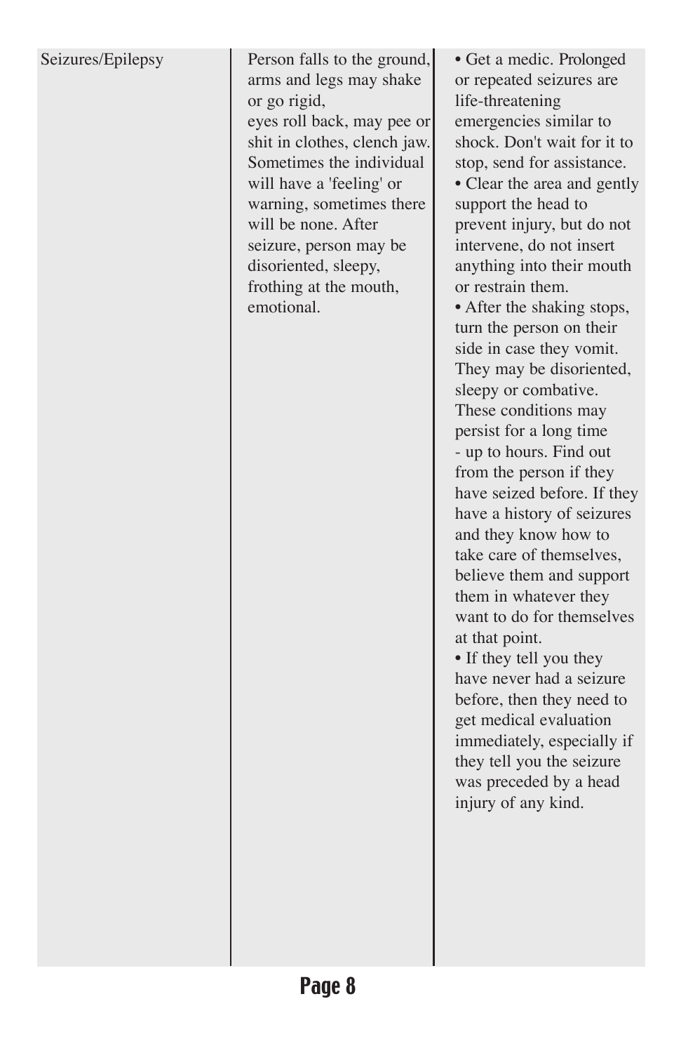| | | |
|---|---|---|
| Seizures/Epilepsy | Person falls to the ground, arms and legs may shake or go rigid, eyes roll back, may pee or shit in clothes, clench jaw. Sometimes the individual will have a 'feeling' or warning, sometimes there will be none. After seizure, person may be disoriented, sleepy, frothing at the mouth, emotional. | • Get a medic. Prolonged or repeated seizures are life-threatening emergencies similar to shock. Don't wait for it to stop, send for assistance.<br>• Clear the area and gently support the head to prevent injury, but do not intervene, do not insert anything into their mouth or restrain them.<br>• After the shaking stops, turn the person on their side in case they vomit. They may be disoriented, sleepy or combative. These conditions may persist for a long time - up to hours. Find out from the person if they have seized before. If they have a history of seizures and they know how to take care of themselves, believe them and support them in whatever they want to do for themselves at that point.<br>• If they tell you they have never had a seizure before, then they need to get medical evaluation immediately, especially if they tell you the seizure was preceded by a head injury of any kind. |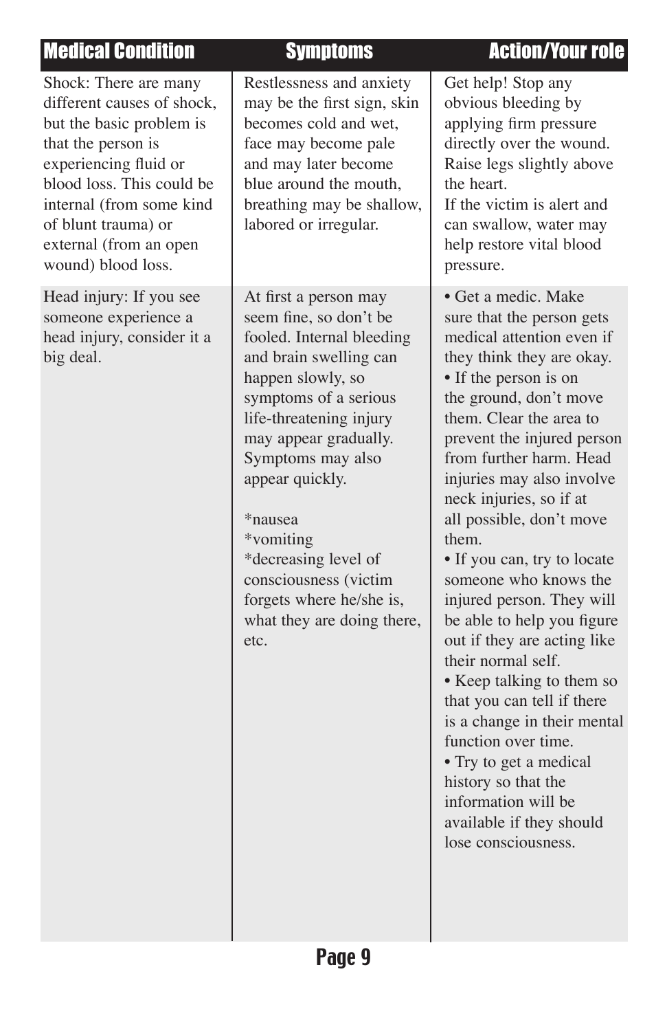| Medical Condition | Symptoms | Action/Your role |
|---|---|---|
| Shock: There are many different causes of shock, but the basic problem is that the person is experiencing fluid or blood loss. This could be internal (from some kind of blunt trauma) or external (from an open wound) blood loss. | Restlessness and anxiety may be the first sign, skin becomes cold and wet, face may become pale and may later become blue around the mouth, breathing may be shallow, labored or irregular. | Get help! Stop any obvious bleeding by applying firm pressure directly over the wound. Raise legs slightly above the heart.<br>If the victim is alert and can swallow, water may help restore vital blood pressure. |
| Head injury: If you see someone experience a head injury, consider it a big deal. | At first a person may seem fine, so don't be fooled. Internal bleeding and brain swelling can happen slowly, so symptoms of a serious life-threatening injury may appear gradually. Symptoms may also appear quickly.<br><br>*nausea<br>*vomiting<br>*decreasing level of consciousness (victim forgets where he/she is, what they are doing there, etc. | • Get a medic. Make sure that the person gets medical attention even if they think they are okay.<br>• If the person is on the ground, don't move them. Clear the area to prevent the injured person from further harm. Head injuries may also involve neck injuries, so if at all possible, don't move them.<br>• If you can, try to locate someone who knows the injured person. They will be able to help you figure out if they are acting like their normal self.<br>• Keep talking to them so that you can tell if there is a change in their mental function over time.<br>• Try to get a medical history so that the information will be available if they should lose consciousness. |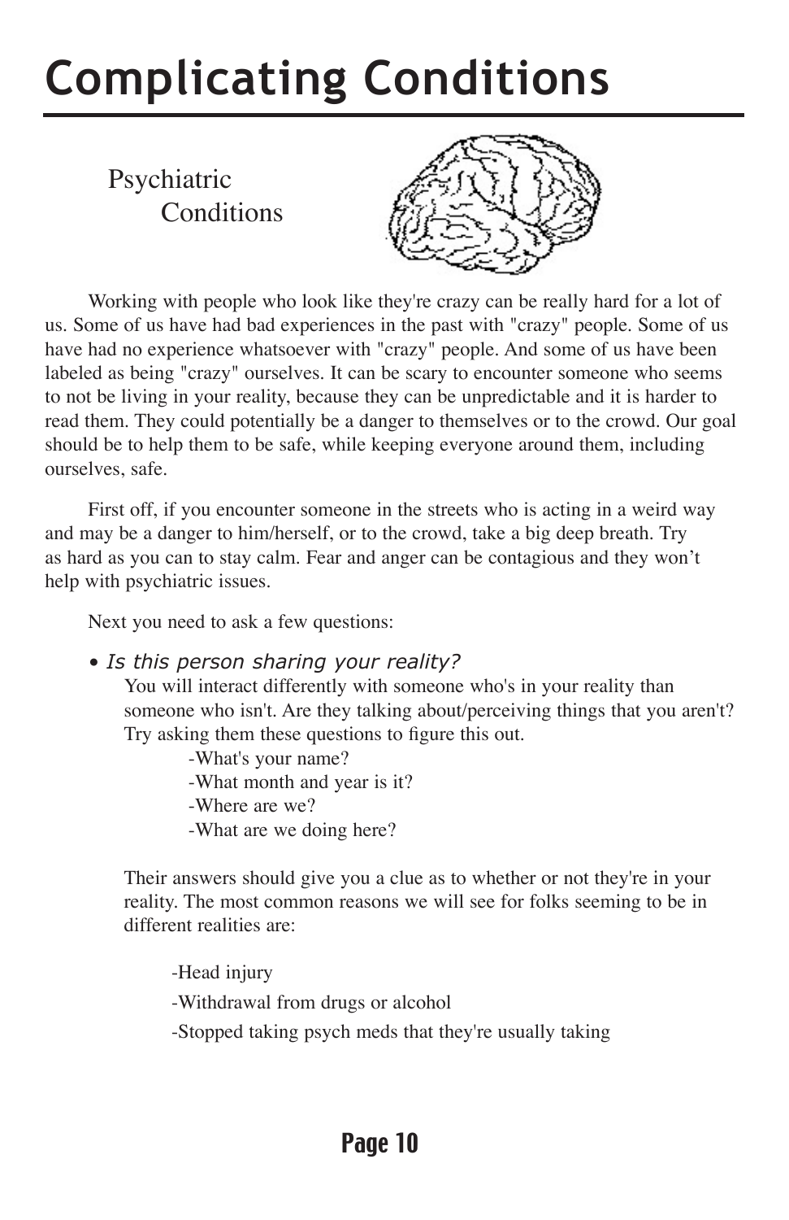# Complicating Conditions

## Psychiatric Conditions

Working with people who look like they're crazy can be really hard for a lot of us. Some of us have had bad experiences in the past with "crazy" people. Some of us have had no experience whatsoever with "crazy" people. And some of us have been labeled as being "crazy" ourselves. It can be scary to encounter someone who seems to not be living in your reality, because they can be unpredictable and it is harder to read them. They could potentially be a danger to themselves or to the crowd. Our goal should be to help them to be safe, while keeping everyone around them, including ourselves, safe.

First off, if you encounter someone in the streets who is acting in a weird way and may be a danger to him/herself, or to the crowd, take a big deep breath. Try as hard as you can to stay calm. Fear and anger can be contagious and they won't help with psychiatric issues.

Next you need to ask a few questions:

- *Is this person sharing your reality?*

  You will interact differently with someone who's in your reality than someone who isn't. Are they talking about/perceiving things that you aren't? Try asking them these questions to figure this out.

  -What's your name?
  -What month and year is it?
  -Where are we?
  -What are we doing here?

  Their answers should give you a clue as to whether or not they're in your reality. The most common reasons we will see for folks seeming to be in different realities are:

  -Head injury
  -Withdrawal from drugs or alcohol
  -Stopped taking psych meds that they're usually taking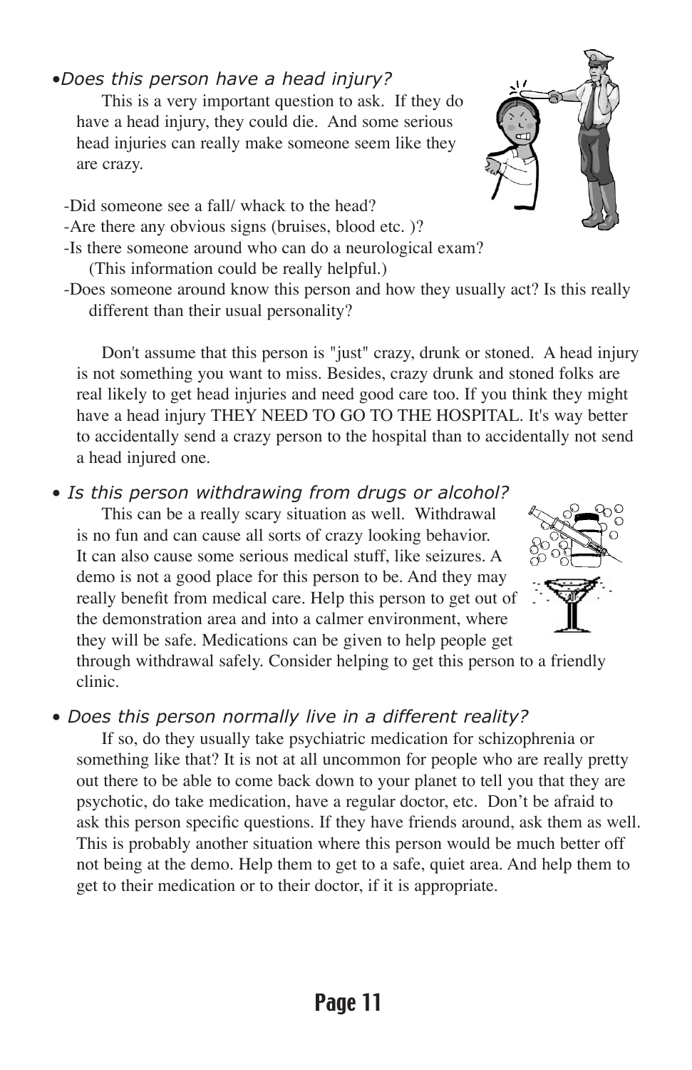• *Does this person have a head injury?*

This is a very important question to ask. If they do have a head injury, they could die. And some serious head injuries can really make someone seem like they are crazy.

- Did someone see a fall/ whack to the head?
- Are there any obvious signs (bruises, blood etc. )?
- Is there someone around who can do a neurological exam? (This information could be really helpful.)
- Does someone around know this person and how they usually act? Is this really different than their usual personality?

Don't assume that this person is "just" crazy, drunk or stoned. A head injury is not something you want to miss. Besides, crazy drunk and stoned folks are real likely to get head injuries and need good care too. If you think they might have a head injury THEY NEED TO GO TO THE HOSPITAL. It's way better to accidentally send a crazy person to the hospital than to accidentally not send a head injured one.

• *Is this person withdrawing from drugs or alcohol?*

This can be a really scary situation as well. Withdrawal is no fun and can cause all sorts of crazy looking behavior. It can also cause some serious medical stuff, like seizures. A demo is not a good place for this person to be. And they may really benefit from medical care. Help this person to get out of the demonstration area and into a calmer environment, where they will be safe. Medications can be given to help people get through withdrawal safely. Consider helping to get this person to a friendly clinic.

• *Does this person normally live in a different reality?*

If so, do they usually take psychiatric medication for schizophrenia or something like that? It is not at all uncommon for people who are really pretty out there to be able to come back down to your planet to tell you that they are psychotic, do take medication, have a regular doctor, etc. Don't be afraid to ask this person specific questions. If they have friends around, ask them as well. This is probably another situation where this person would be much better off not being at the demo. Help them to get to a safe, quiet area. And help them to get to their medication or to their doctor, if it is appropriate.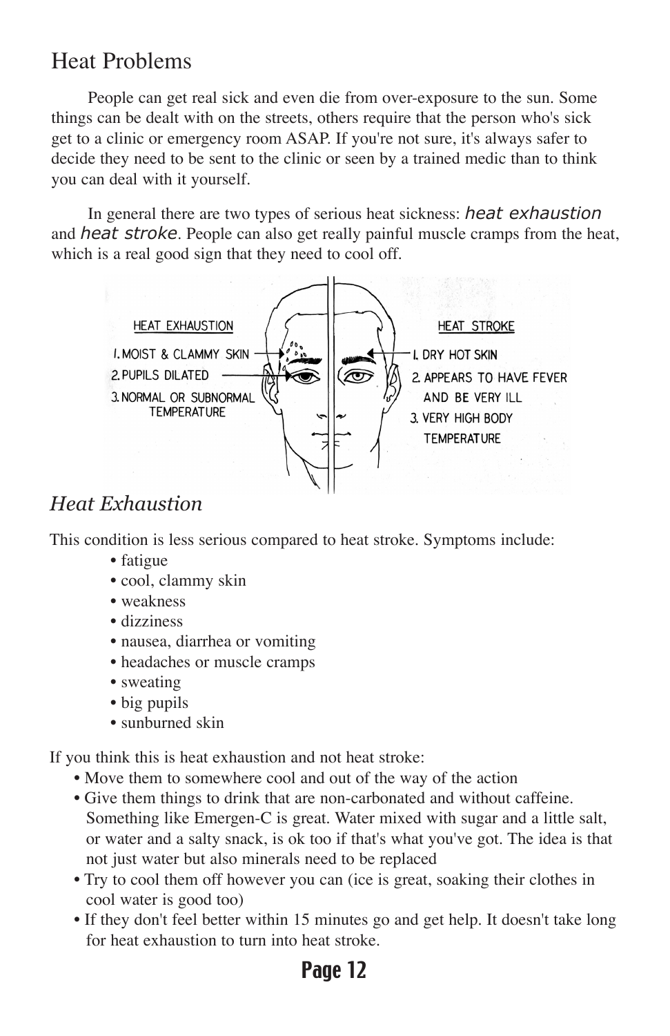# Heat Problems

People can get real sick and even die from over-exposure to the sun. Some things can be dealt with on the streets, others require that the person who's sick get to a clinic or emergency room ASAP. If you're not sure, it's always safer to decide they need to be sent to the clinic or seen by a trained medic than to think you can deal with it yourself.

In general there are two types of serious heat sickness: *heat exhaustion* and *heat stroke*. People can also get really painful muscle cramps from the heat, which is a real good sign that they need to cool off.

HEAT EXHAUSTION

1. MOIST & CLAMMY SKIN
2. PUPILS DILATED
3. NORMAL OR SUBNORMAL TEMPERATURE

HEAT STROKE

1. DRY HOT SKIN
2. APPEARS TO HAVE FEVER AND BE VERY ILL
3. VERY HIGH BODY TEMPERATURE

## *Heat Exhaustion*

This condition is less serious compared to heat stroke. Symptoms include:

- fatigue
- cool, clammy skin
- weakness
- dizziness
- nausea, diarrhea or vomiting
- headaches or muscle cramps
- sweating
- big pupils
- sunburned skin

If you think this is heat exhaustion and not heat stroke:

- Move them to somewhere cool and out of the way of the action
- Give them things to drink that are non-carbonated and without caffeine. Something like Emergen-C is great. Water mixed with sugar and a little salt, or water and a salty snack, is ok too if that's what you've got. The idea is that not just water but also minerals need to be replaced
- Try to cool them off however you can (ice is great, soaking their clothes in cool water is good too)
- If they don't feel better within 15 minutes go and get help. It doesn't take long for heat exhaustion to turn into heat stroke.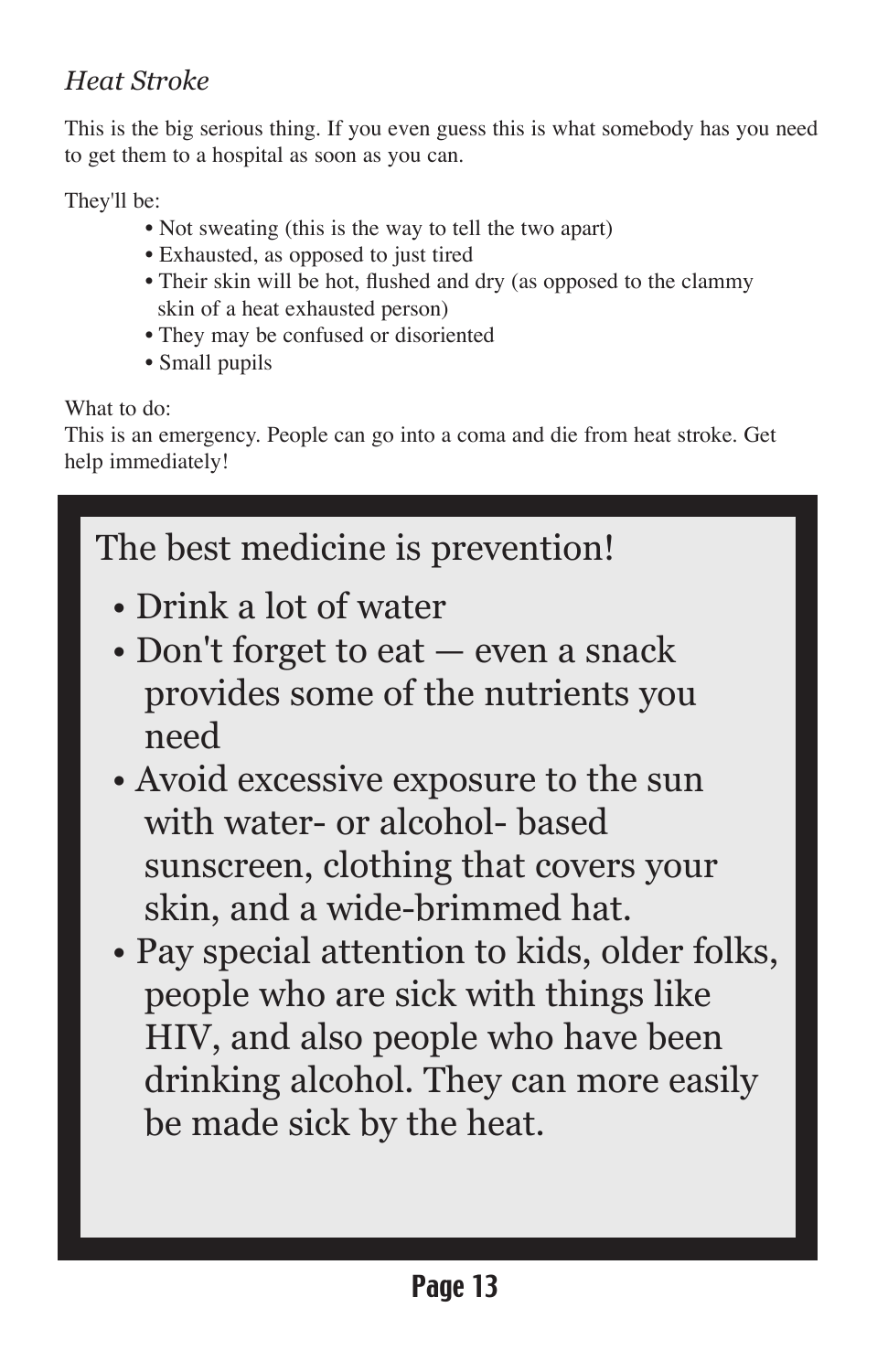*Heat Stroke*

This is the big serious thing. If you even guess this is what somebody has you need to get them to a hospital as soon as you can.

They'll be:

- Not sweating (this is the way to tell the two apart)
- Exhausted, as opposed to just tired
- Their skin will be hot, flushed and dry (as opposed to the clammy skin of a heat exhausted person)
- They may be confused or disoriented
- Small pupils

What to do:
This is an emergency. People can go into a coma and die from heat stroke. Get help immediately!

## The best medicine is prevention!

- Drink a lot of water
- Don't forget to eat — even a snack provides some of the nutrients you need
- Avoid excessive exposure to the sun with water- or alcohol- based sunscreen, clothing that covers your skin, and a wide-brimmed hat.
- Pay special attention to kids, older folks, people who are sick with things like HIV, and also people who have been drinking alcohol. They can more easily be made sick by the heat.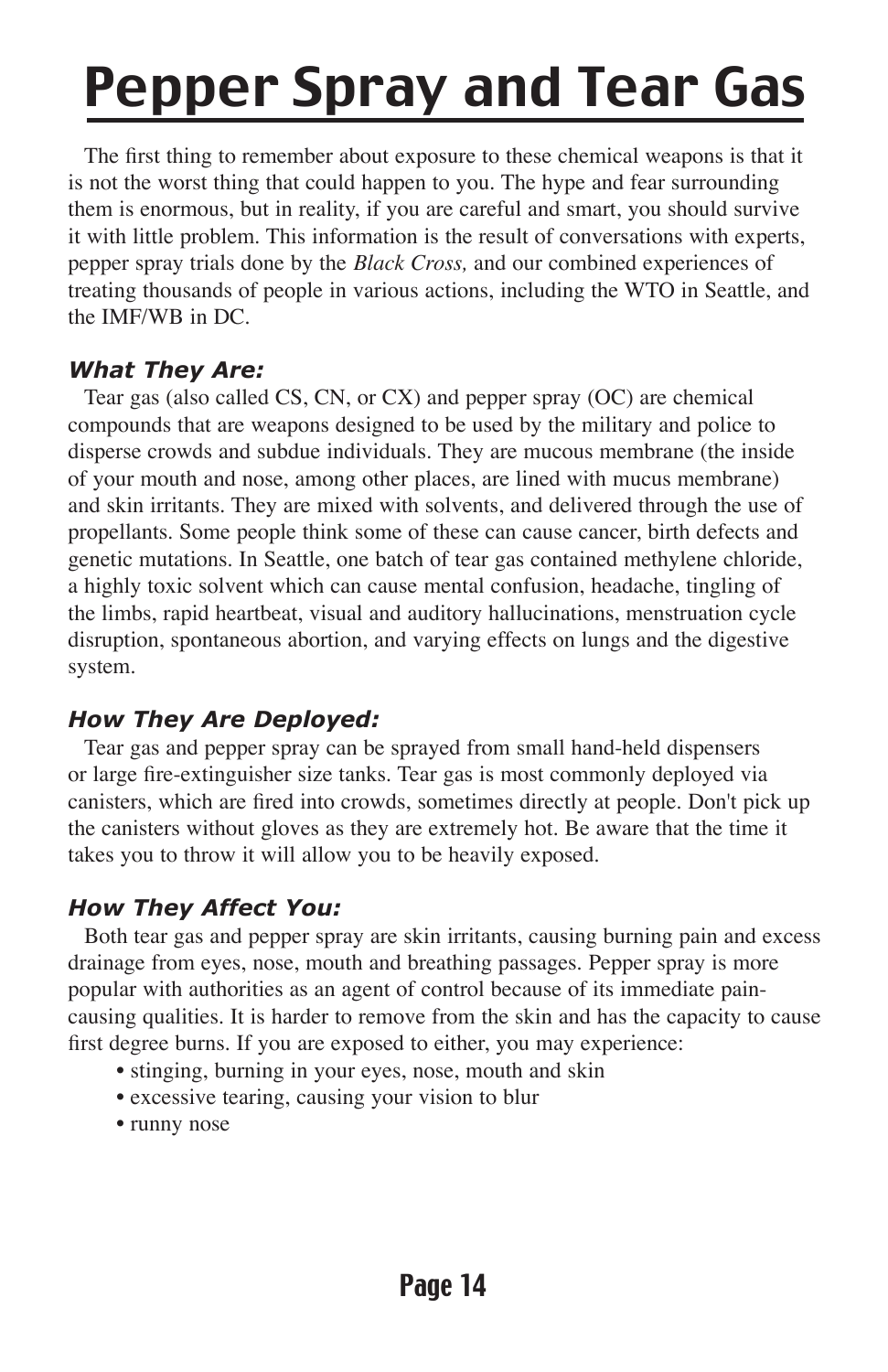# Pepper Spray and Tear Gas

The first thing to remember about exposure to these chemical weapons is that it is not the worst thing that could happen to you. The hype and fear surrounding them is enormous, but in reality, if you are careful and smart, you should survive it with little problem. This information is the result of conversations with experts, pepper spray trials done by the *Black Cross,* and our combined experiences of treating thousands of people in various actions, including the WTO in Seattle, and the IMF/WB in DC.

### *What They Are:*

Tear gas (also called CS, CN, or CX) and pepper spray (OC) are chemical compounds that are weapons designed to be used by the military and police to disperse crowds and subdue individuals. They are mucous membrane (the inside of your mouth and nose, among other places, are lined with mucus membrane) and skin irritants. They are mixed with solvents, and delivered through the use of propellants. Some people think some of these can cause cancer, birth defects and genetic mutations. In Seattle, one batch of tear gas contained methylene chloride, a highly toxic solvent which can cause mental confusion, headache, tingling of the limbs, rapid heartbeat, visual and auditory hallucinations, menstruation cycle disruption, spontaneous abortion, and varying effects on lungs and the digestive system.

### *How They Are Deployed:*

Tear gas and pepper spray can be sprayed from small hand-held dispensers or large fire-extinguisher size tanks. Tear gas is most commonly deployed via canisters, which are fired into crowds, sometimes directly at people. Don't pick up the canisters without gloves as they are extremely hot. Be aware that the time it takes you to throw it will allow you to be heavily exposed.

### *How They Affect You:*

Both tear gas and pepper spray are skin irritants, causing burning pain and excess drainage from eyes, nose, mouth and breathing passages. Pepper spray is more popular with authorities as an agent of control because of its immediate pain-causing qualities. It is harder to remove from the skin and has the capacity to cause first degree burns. If you are exposed to either, you may experience:

- stinging, burning in your eyes, nose, mouth and skin
- excessive tearing, causing your vision to blur
- runny nose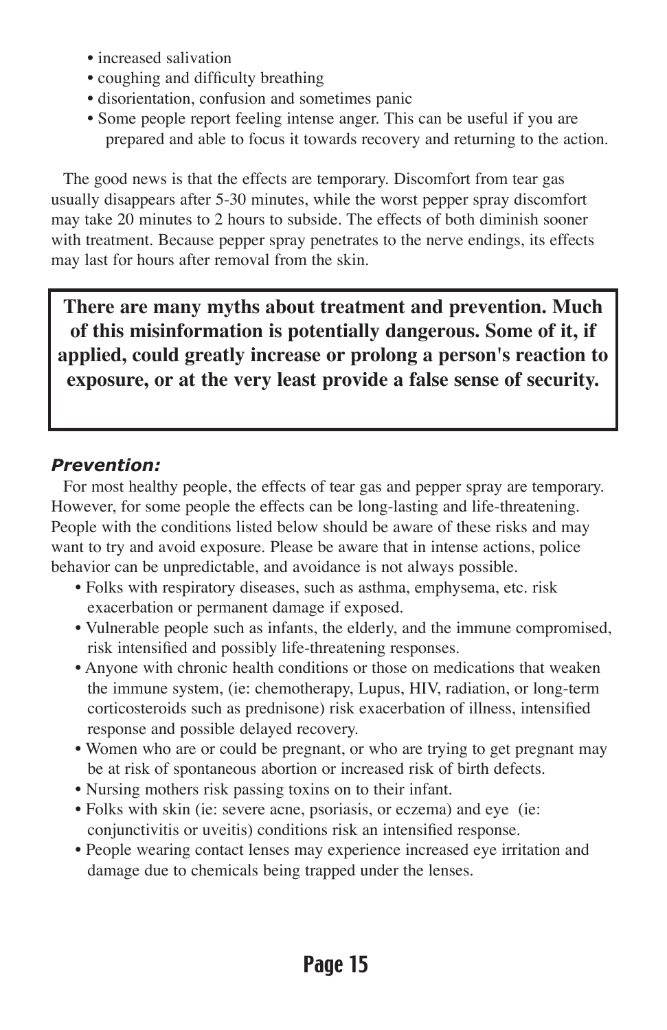- increased salivation
- coughing and difficulty breathing
- disorientation, confusion and sometimes panic
- Some people report feeling intense anger. This can be useful if you are prepared and able to focus it towards recovery and returning to the action.

The good news is that the effects are temporary. Discomfort from tear gas usually disappears after 5-30 minutes, while the worst pepper spray discomfort may take 20 minutes to 2 hours to subside. The effects of both diminish sooner with treatment. Because pepper spray penetrates to the nerve endings, its effects may last for hours after removal from the skin.

**There are many myths about treatment and prevention. Much of this misinformation is potentially dangerous. Some of it, if applied, could greatly increase or prolong a person's reaction to exposure, or at the very least provide a false sense of security.**

### *Prevention:*

For most healthy people, the effects of tear gas and pepper spray are temporary. However, for some people the effects can be long-lasting and life-threatening. People with the conditions listed below should be aware of these risks and may want to try and avoid exposure. Please be aware that in intense actions, police behavior can be unpredictable, and avoidance is not always possible.

- Folks with respiratory diseases, such as asthma, emphysema, etc. risk exacerbation or permanent damage if exposed.
- Vulnerable people such as infants, the elderly, and the immune compromised, risk intensified and possibly life-threatening responses.
- Anyone with chronic health conditions or those on medications that weaken the immune system, (ie: chemotherapy, Lupus, HIV, radiation, or long-term corticosteroids such as prednisone) risk exacerbation of illness, intensified response and possible delayed recovery.
- Women who are or could be pregnant, or who are trying to get pregnant may be at risk of spontaneous abortion or increased risk of birth defects.
- Nursing mothers risk passing toxins on to their infant.
- Folks with skin (ie: severe acne, psoriasis, or eczema) and eye (ie: conjunctivitis or uveitis) conditions risk an intensified response.
- People wearing contact lenses may experience increased eye irritation and damage due to chemicals being trapped under the lenses.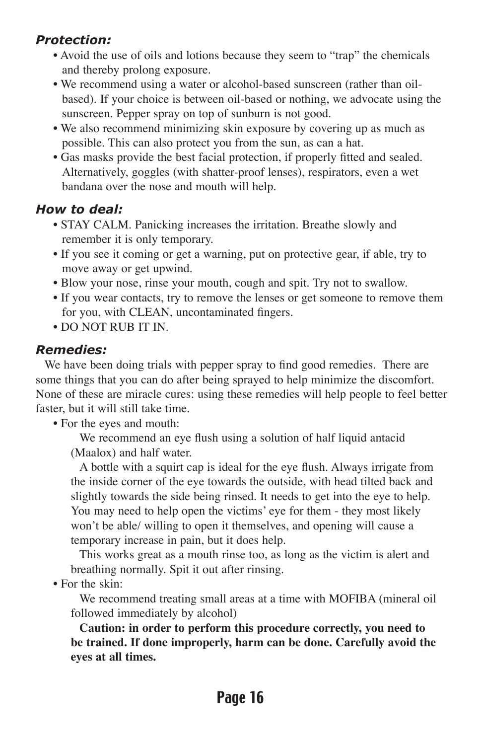### *Protection:*

- Avoid the use of oils and lotions because they seem to "trap" the chemicals and thereby prolong exposure.
- We recommend using a water or alcohol-based sunscreen (rather than oil-based). If your choice is between oil-based or nothing, we advocate using the sunscreen. Pepper spray on top of sunburn is not good.
- We also recommend minimizing skin exposure by covering up as much as possible. This can also protect you from the sun, as can a hat.
- Gas masks provide the best facial protection, if properly fitted and sealed. Alternatively, goggles (with shatter-proof lenses), respirators, even a wet bandana over the nose and mouth will help.

### *How to deal:*

- STAY CALM. Panicking increases the irritation. Breathe slowly and remember it is only temporary.
- If you see it coming or get a warning, put on protective gear, if able, try to move away or get upwind.
- Blow your nose, rinse your mouth, cough and spit. Try not to swallow.
- If you wear contacts, try to remove the lenses or get someone to remove them for you, with CLEAN, uncontaminated fingers.
- DO NOT RUB IT IN.

### *Remedies:*

We have been doing trials with pepper spray to find good remedies. There are some things that you can do after being sprayed to help minimize the discomfort. None of these are miracle cures: using these remedies will help people to feel better faster, but it will still take time.

- For the eyes and mouth:

  We recommend an eye flush using a solution of half liquid antacid (Maalox) and half water.

  A bottle with a squirt cap is ideal for the eye flush. Always irrigate from the inside corner of the eye towards the outside, with head tilted back and slightly towards the side being rinsed. It needs to get into the eye to help. You may need to help open the victims' eye for them - they most likely won't be able/ willing to open it themselves, and opening will cause a temporary increase in pain, but it does help.

  This works great as a mouth rinse too, as long as the victim is alert and breathing normally. Spit it out after rinsing.

- For the skin:

  We recommend treating small areas at a time with MOFIBA (mineral oil followed immediately by alcohol)

  **Caution: in order to perform this procedure correctly, you need to be trained. If done improperly, harm can be done. Carefully avoid the eyes at all times.**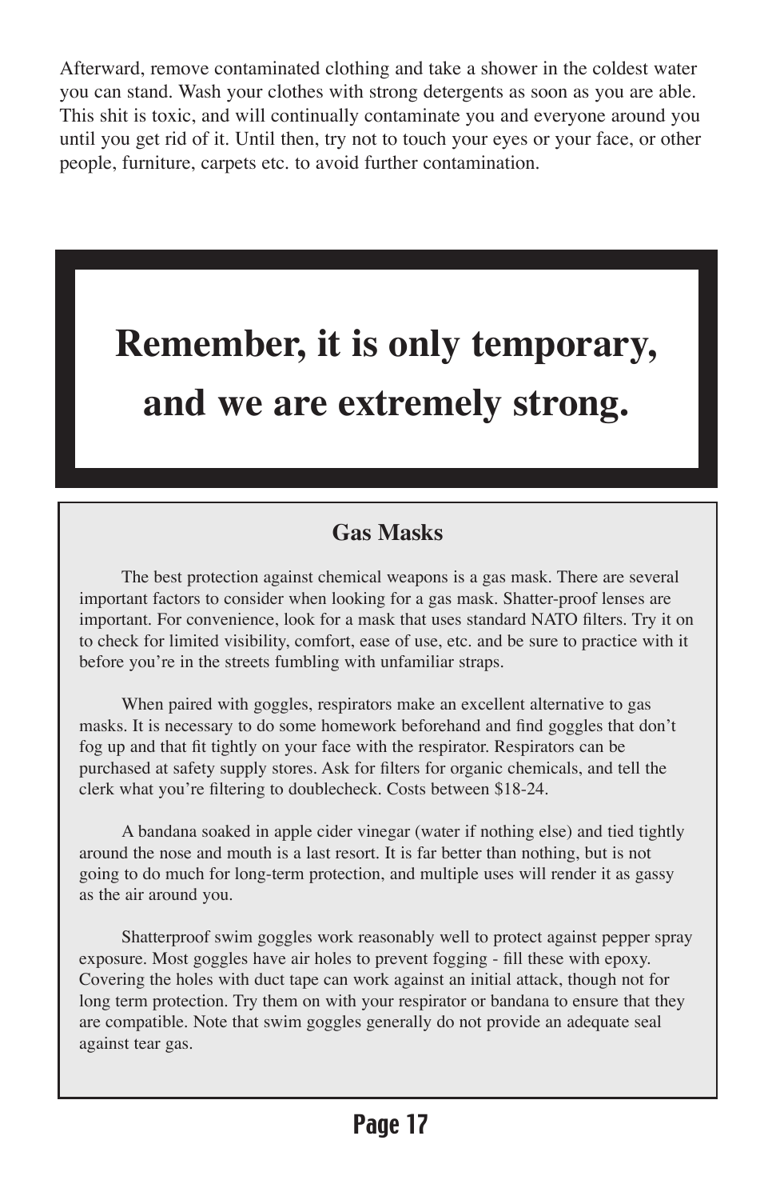Afterward, remove contaminated clothing and take a shower in the coldest water you can stand. Wash your clothes with strong detergents as soon as you are able. This shit is toxic, and will continually contaminate you and everyone around you until you get rid of it. Until then, try not to touch your eyes or your face, or other people, furniture, carpets etc. to avoid further contamination.

**Remember, it is only temporary, and we are extremely strong.**

### Gas Masks

The best protection against chemical weapons is a gas mask. There are several important factors to consider when looking for a gas mask. Shatter-proof lenses are important. For convenience, look for a mask that uses standard NATO filters. Try it on to check for limited visibility, comfort, ease of use, etc. and be sure to practice with it before you're in the streets fumbling with unfamiliar straps.

When paired with goggles, respirators make an excellent alternative to gas masks. It is necessary to do some homework beforehand and find goggles that don't fog up and that fit tightly on your face with the respirator. Respirators can be purchased at safety supply stores. Ask for filters for organic chemicals, and tell the clerk what you're filtering to doublecheck. Costs between $18-24.

A bandana soaked in apple cider vinegar (water if nothing else) and tied tightly around the nose and mouth is a last resort. It is far better than nothing, but is not going to do much for long-term protection, and multiple uses will render it as gassy as the air around you.

Shatterproof swim goggles work reasonably well to protect against pepper spray exposure. Most goggles have air holes to prevent fogging - fill these with epoxy. Covering the holes with duct tape can work against an initial attack, though not for long term protection. Try them on with your respirator or bandana to ensure that they are compatible. Note that swim goggles generally do not provide an adequate seal against tear gas.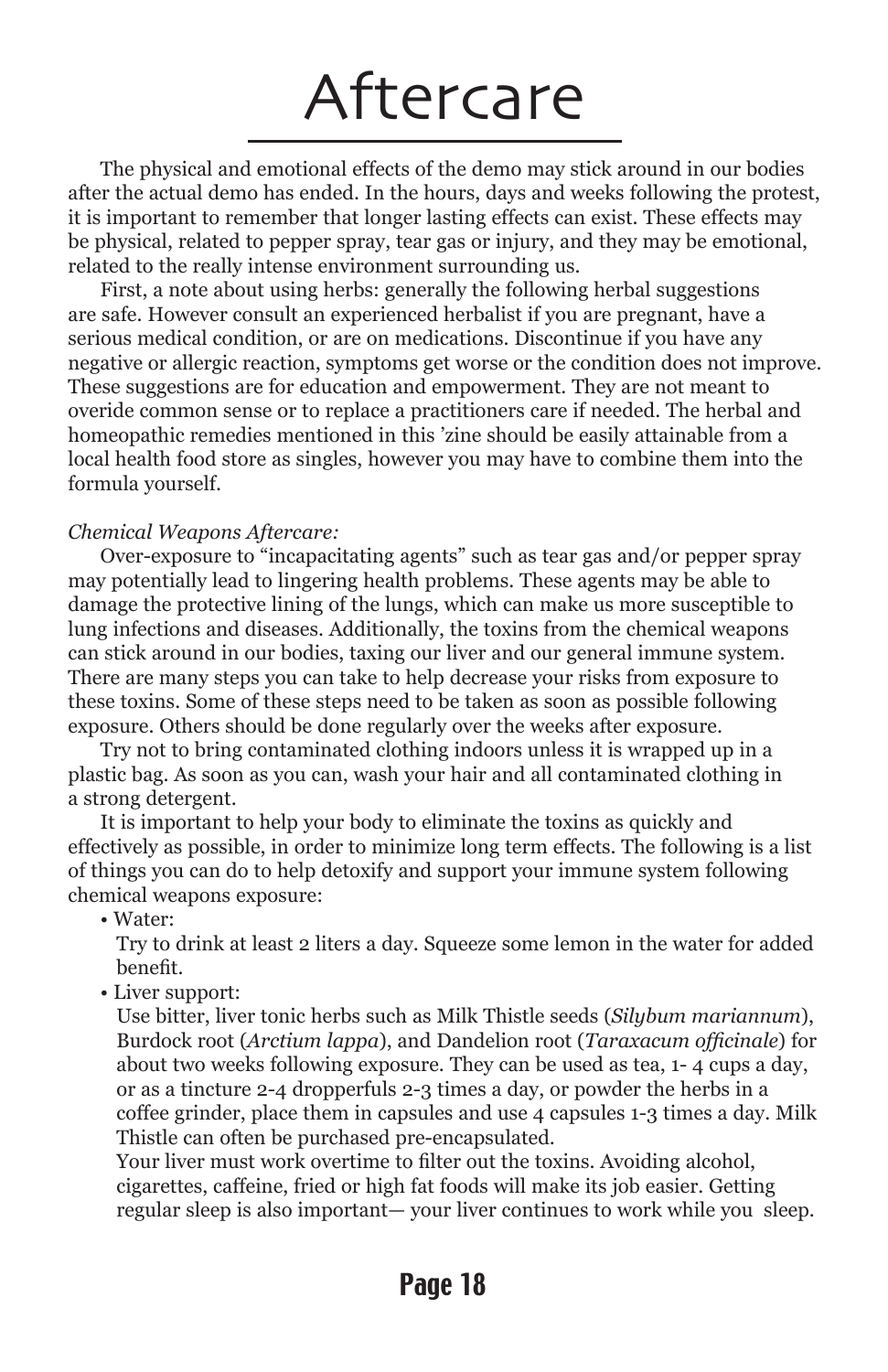# Aftercare

The physical and emotional effects of the demo may stick around in our bodies after the actual demo has ended. In the hours, days and weeks following the protest, it is important to remember that longer lasting effects can exist. These effects may be physical, related to pepper spray, tear gas or injury, and they may be emotional, related to the really intense environment surrounding us.

First, a note about using herbs: generally the following herbal suggestions are safe. However consult an experienced herbalist if you are pregnant, have a serious medical condition, or are on medications. Discontinue if you have any negative or allergic reaction, symptoms get worse or the condition does not improve. These suggestions are for education and empowerment. They are not meant to overide common sense or to replace a practitioners care if needed. The herbal and homeopathic remedies mentioned in this 'zine should be easily attainable from a local health food store as singles, however you may have to combine them into the formula yourself.

*Chemical Weapons Aftercare:*

Over-exposure to "incapacitating agents" such as tear gas and/or pepper spray may potentially lead to lingering health problems. These agents may be able to damage the protective lining of the lungs, which can make us more susceptible to lung infections and diseases. Additionally, the toxins from the chemical weapons can stick around in our bodies, taxing our liver and our general immune system. There are many steps you can take to help decrease your risks from exposure to these toxins. Some of these steps need to be taken as soon as possible following exposure. Others should be done regularly over the weeks after exposure.

Try not to bring contaminated clothing indoors unless it is wrapped up in a plastic bag. As soon as you can, wash your hair and all contaminated clothing in a strong detergent.

It is important to help your body to eliminate the toxins as quickly and effectively as possible, in order to minimize long term effects. The following is a list of things you can do to help detoxify and support your immune system following chemical weapons exposure:

- Water:
  Try to drink at least 2 liters a day. Squeeze some lemon in the water for added benefit.
- Liver support:
  Use bitter, liver tonic herbs such as Milk Thistle seeds (*Silybum mariannum*), Burdock root (*Arctium lappa*), and Dandelion root (*Taraxacum officinale*) for about two weeks following exposure. They can be used as tea, 1- 4 cups a day, or as a tincture 2-4 dropperfuls 2-3 times a day, or powder the herbs in a coffee grinder, place them in capsules and use 4 capsules 1-3 times a day. Milk Thistle can often be purchased pre-encapsulated.
  Your liver must work overtime to filter out the toxins. Avoiding alcohol, cigarettes, caffeine, fried or high fat foods will make its job easier. Getting regular sleep is also important— your liver continues to work while you sleep.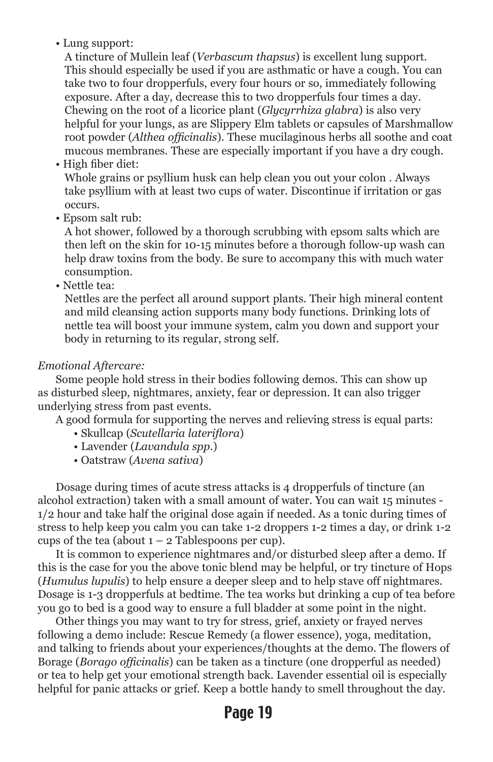- Lung support:
  A tincture of Mullein leaf (*Verbascum thapsus*) is excellent lung support. This should especially be used if you are asthmatic or have a cough. You can take two to four dropperfuls, every four hours or so, immediately following exposure. After a day, decrease this to two dropperfuls four times a day. Chewing on the root of a licorice plant (*Glycyrrhiza glabra*) is also very helpful for your lungs, as are Slippery Elm tablets or capsules of Marshmallow root powder (*Althea officinalis*). These mucilaginous herbs all soothe and coat mucous membranes. These are especially important if you have a dry cough.
- High fiber diet:
  Whole grains or psyllium husk can help clean you out your colon . Always take psyllium with at least two cups of water. Discontinue if irritation or gas occurs.
- Epsom salt rub:
  A hot shower, followed by a thorough scrubbing with epsom salts which are then left on the skin for 10-15 minutes before a thorough follow-up wash can help draw toxins from the body. Be sure to accompany this with much water consumption.
- Nettle tea:
  Nettles are the perfect all around support plants. Their high mineral content and mild cleansing action supports many body functions. Drinking lots of nettle tea will boost your immune system, calm you down and support your body in returning to its regular, strong self.

*Emotional Aftercare:*

Some people hold stress in their bodies following demos. This can show up as disturbed sleep, nightmares, anxiety, fear or depression. It can also trigger underlying stress from past events.

A good formula for supporting the nerves and relieving stress is equal parts:

- Skullcap (*Scutellaria lateriflora*)
- Lavender (*Lavandula spp.*)
- Oatstraw (*Avena sativa*)

Dosage during times of acute stress attacks is 4 dropperfuls of tincture (an alcohol extraction) taken with a small amount of water. You can wait 15 minutes - 1/2 hour and take half the original dose again if needed. As a tonic during times of stress to help keep you calm you can take 1-2 droppers 1-2 times a day, or drink 1-2 cups of the tea (about 1 – 2 Tablespoons per cup).

It is common to experience nightmares and/or disturbed sleep after a demo. If this is the case for you the above tonic blend may be helpful, or try tincture of Hops (*Humulus lupulis*) to help ensure a deeper sleep and to help stave off nightmares. Dosage is 1-3 dropperfuls at bedtime. The tea works but drinking a cup of tea before you go to bed is a good way to ensure a full bladder at some point in the night.

Other things you may want to try for stress, grief, anxiety or frayed nerves following a demo include: Rescue Remedy (a flower essence), yoga, meditation, and talking to friends about your experiences/thoughts at the demo. The flowers of Borage (*Borago officinalis*) can be taken as a tincture (one dropperful as needed) or tea to help get your emotional strength back. Lavender essential oil is especially helpful for panic attacks or grief. Keep a bottle handy to smell throughout the day.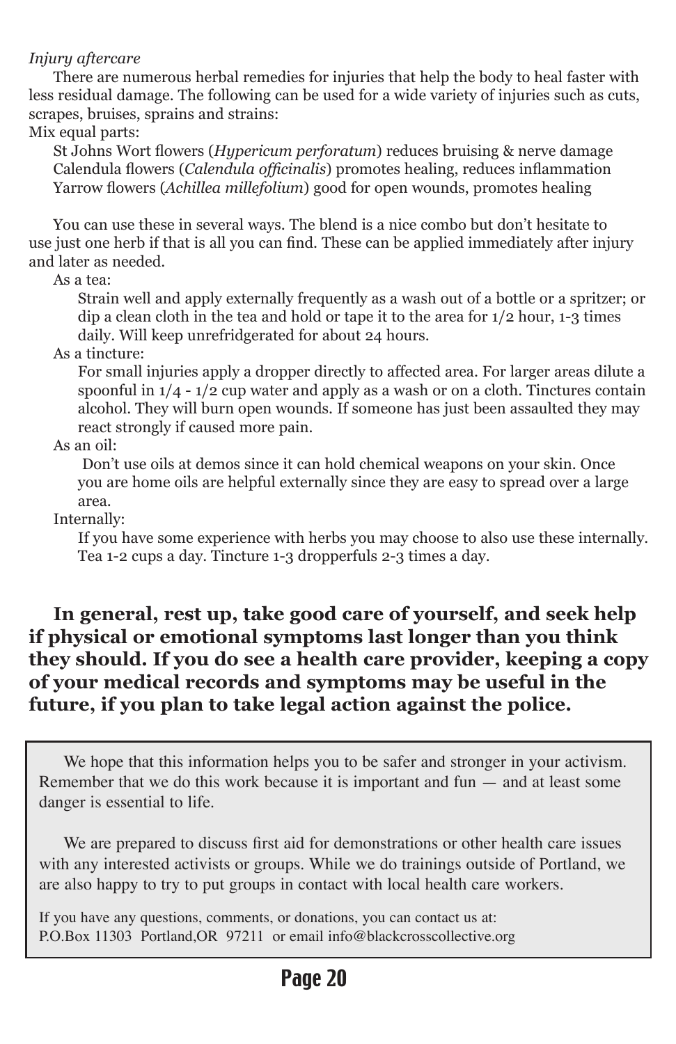*Injury aftercare*

There are numerous herbal remedies for injuries that help the body to heal faster with less residual damage. The following can be used for a wide variety of injuries such as cuts, scrapes, bruises, sprains and strains:

Mix equal parts:

St Johns Wort flowers (*Hypericum perforatum*) reduces bruising & nerve damage
Calendula flowers (*Calendula officinalis*) promotes healing, reduces inflammation
Yarrow flowers (*Achillea millefolium*) good for open wounds, promotes healing

You can use these in several ways. The blend is a nice combo but don't hesitate to use just one herb if that is all you can find. These can be applied immediately after injury and later as needed.

As a tea:

Strain well and apply externally frequently as a wash out of a bottle or a spritzer; or dip a clean cloth in the tea and hold or tape it to the area for 1/2 hour, 1-3 times daily. Will keep unrefridgerated for about 24 hours.

As a tincture:

For small injuries apply a dropper directly to affected area. For larger areas dilute a spoonful in 1/4 - 1/2 cup water and apply as a wash or on a cloth. Tinctures contain alcohol. They will burn open wounds. If someone has just been assaulted they may react strongly if caused more pain.

As an oil:

Don't use oils at demos since it can hold chemical weapons on your skin. Once you are home oils are helpful externally since they are easy to spread over a large area.

Internally:

If you have some experience with herbs you may choose to also use these internally. Tea 1-2 cups a day. Tincture 1-3 dropperfuls 2-3 times a day.

**In general, rest up, take good care of yourself, and seek help if physical or emotional symptoms last longer than you think they should. If you do see a health care provider, keeping a copy of your medical records and symptoms may be useful in the future, if you plan to take legal action against the police.**

We hope that this information helps you to be safer and stronger in your activism. Remember that we do this work because it is important and fun — and at least some danger is essential to life.

We are prepared to discuss first aid for demonstrations or other health care issues with any interested activists or groups. While we do trainings outside of Portland, we are also happy to try to put groups in contact with local health care workers.

If you have any questions, comments, or donations, you can contact us at:
P.O.Box 11303 Portland,OR 97211 or email info@blackcrosscollective.org